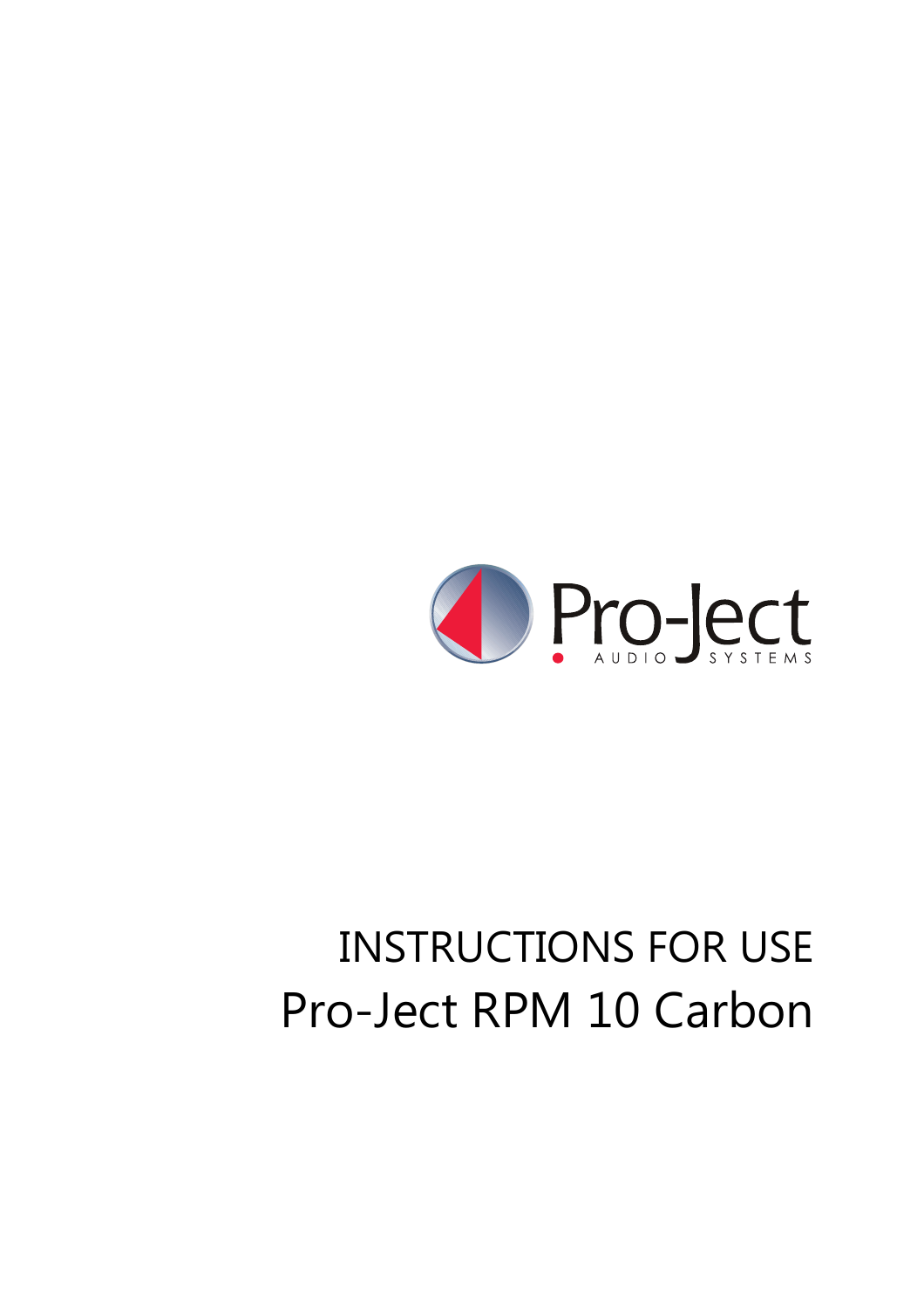Pro-Ject AUDIO SYSTEMS

# INSTRUCTIONS FOR USE

# Pro-Ject RPM 10 Carbon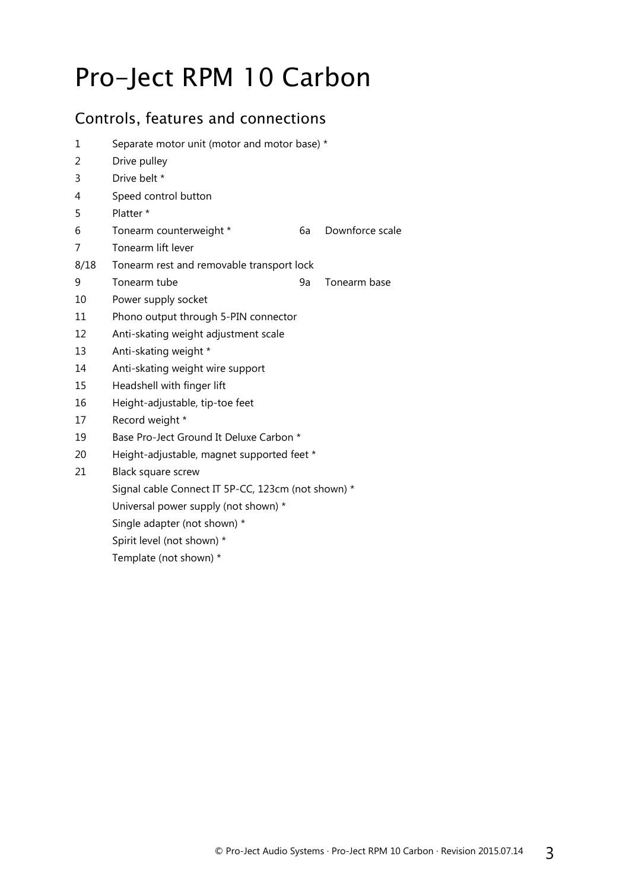# Pro-Ject RPM 10 Carbon

## Controls, features and connections

| | | | |
|---|---|---|---|
| 1 | Separate motor unit (motor and motor base) * | | |
| 2 | Drive pulley | | |
| 3 | Drive belt * | | |
| 4 | Speed control button | | |
| 5 | Platter * | | |
| 6 | Tonearm counterweight * | 6a | Downforce scale |
| 7 | Tonearm lift lever | | |
| 8/18 | Tonearm rest and removable transport lock | | |
| 9 | Tonearm tube | 9a | Tonearm base |
| 10 | Power supply socket | | |
| 11 | Phono output through 5-PIN connector | | |
| 12 | Anti-skating weight adjustment scale | | |
| 13 | Anti-skating weight * | | |
| 14 | Anti-skating weight wire support | | |
| 15 | Headshell with finger lift | | |
| 16 | Height-adjustable, tip-toe feet | | |
| 17 | Record weight * | | |
| 19 | Base Pro-Ject Ground It Deluxe Carbon * | | |
| 20 | Height-adjustable, magnet supported feet * | | |
| 21 | Black square screw | | |
| | Signal cable Connect IT 5P-CC, 123cm (not shown) * | | |
| | Universal power supply (not shown) * | | |
| | Single adapter (not shown) * | | |
| | Spirit level (not shown) * | | |
| | Template (not shown) * | | |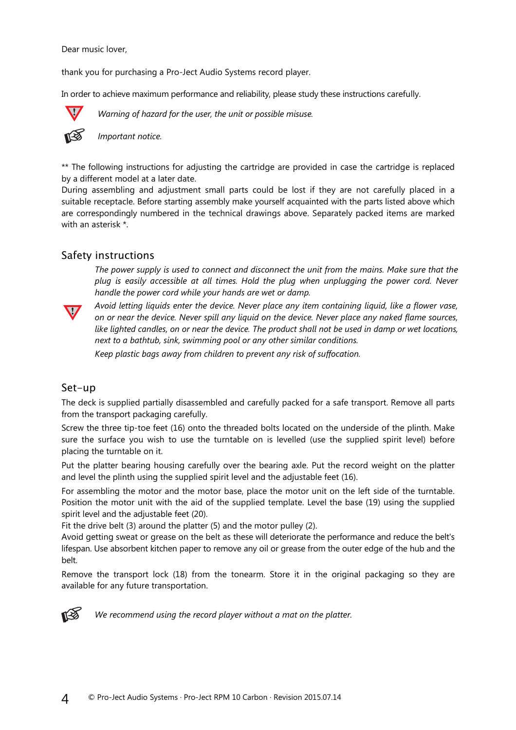Dear music lover,

thank you for purchasing a Pro-Ject Audio Systems record player.

In order to achieve maximum performance and reliability, please study these instructions carefully.

*Warning of hazard for the user, the unit or possible misuse.*

*Important notice.*

** The following instructions for adjusting the cartridge are provided in case the cartridge is replaced by a different model at a later date.
During assembling and adjustment small parts could be lost if they are not carefully placed in a suitable receptacle. Before starting assembly make yourself acquainted with the parts listed above which are correspondingly numbered in the technical drawings above. Separately packed items are marked with an asterisk *.

## Safety instructions

*The power supply is used to connect and disconnect the unit from the mains. Make sure that the plug is easily accessible at all times. Hold the plug when unplugging the power cord. Never handle the power cord while your hands are wet or damp.*

*Avoid letting liquids enter the device. Never place any item containing liquid, like a flower vase, on or near the device. Never spill any liquid on the device. Never place any naked flame sources, like lighted candles, on or near the device. The product shall not be used in damp or wet locations, next to a bathtub, sink, swimming pool or any other similar conditions.*

*Keep plastic bags away from children to prevent any risk of suffocation.*

## Set-up

The deck is supplied partially disassembled and carefully packed for a safe transport. Remove all parts from the transport packaging carefully.

Screw the three tip-toe feet (16) onto the threaded bolts located on the underside of the plinth. Make sure the surface you wish to use the turntable on is levelled (use the supplied spirit level) before placing the turntable on it.

Put the platter bearing housing carefully over the bearing axle. Put the record weight on the platter and level the plinth using the supplied spirit level and the adjustable feet (16).

For assembling the motor and the motor base, place the motor unit on the left side of the turntable. Position the motor unit with the aid of the supplied template. Level the base (19) using the supplied spirit level and the adjustable feet (20).
Fit the drive belt (3) around the platter (5) and the motor pulley (2).
Avoid getting sweat or grease on the belt as these will deteriorate the performance and reduce the belt's lifespan. Use absorbent kitchen paper to remove any oil or grease from the outer edge of the hub and the belt.

Remove the transport lock (18) from the tonearm. Store it in the original packaging so they are available for any future transportation.

*We recommend using the record player without a mat on the platter.*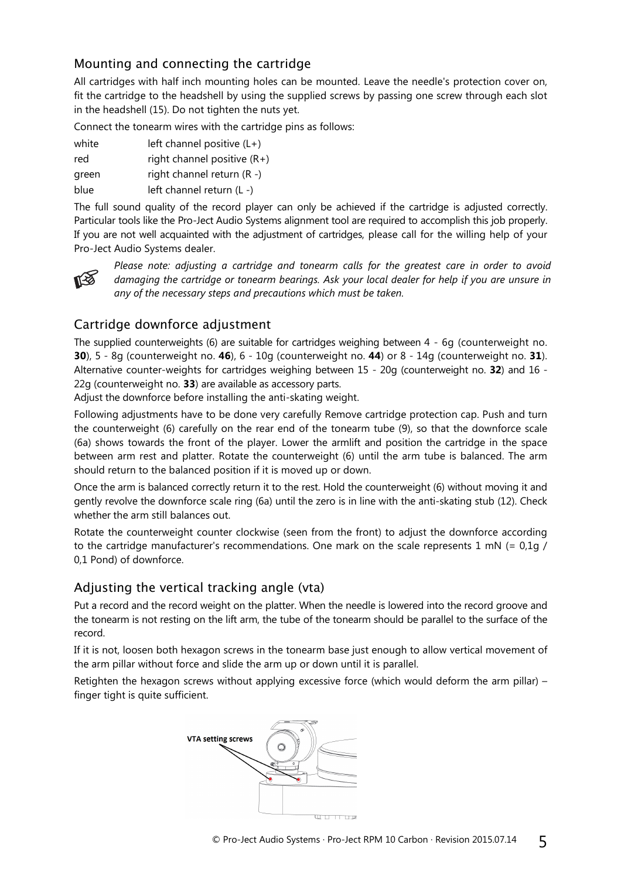## Mounting and connecting the cartridge

All cartridges with half inch mounting holes can be mounted. Leave the needle's protection cover on, fit the cartridge to the headshell by using the supplied screws by passing one screw through each slot in the headshell (15). Do not tighten the nuts yet.

Connect the tonearm wires with the cartridge pins as follows:

| | |
|---|---|
| white | left channel positive (L+) |
| red | right channel positive (R+) |
| green | right channel return (R -) |
| blue | left channel return (L -) |

The full sound quality of the record player can only be achieved if the cartridge is adjusted correctly. Particular tools like the Pro-Ject Audio Systems alignment tool are required to accomplish this job properly. If you are not well acquainted with the adjustment of cartridges, please call for the willing help of your Pro-Ject Audio Systems dealer.

☞ *Please note: adjusting a cartridge and tonearm calls for the greatest care in order to avoid damaging the cartridge or tonearm bearings. Ask your local dealer for help if you are unsure in any of the necessary steps and precautions which must be taken.*

## Cartridge downforce adjustment

The supplied counterweights (6) are suitable for cartridges weighing between 4 - 6g (counterweight no. **30**), 5 - 8g (counterweight no. **46**), 6 - 10g (counterweight no. **44**) or 8 - 14g (counterweight no. **31**). Alternative counter-weights for cartridges weighing between 15 - 20g (counterweight no. **32**) and 16 - 22g (counterweight no. **33**) are available as accessory parts.
Adjust the downforce before installing the anti-skating weight.

Following adjustments have to be done very carefully Remove cartridge protection cap. Push and turn the counterweight (6) carefully on the rear end of the tonearm tube (9), so that the downforce scale (6a) shows towards the front of the player. Lower the armlift and position the cartridge in the space between arm rest and platter. Rotate the counterweight (6) until the arm tube is balanced. The arm should return to the balanced position if it is moved up or down.

Once the arm is balanced correctly return it to the rest. Hold the counterweight (6) without moving it and gently revolve the downforce scale ring (6a) until the zero is in line with the anti-skating stub (12). Check whether the arm still balances out.

Rotate the counterweight counter clockwise (seen from the front) to adjust the downforce according to the cartridge manufacturer's recommendations. One mark on the scale represents 1 mN (= 0,1g / 0,1 Pond) of downforce.

## Adjusting the vertical tracking angle (vta)

Put a record and the record weight on the platter. When the needle is lowered into the record groove and the tonearm is not resting on the lift arm, the tube of the tonearm should be parallel to the surface of the record.

If it is not, loosen both hexagon screws in the tonearm base just enough to allow vertical movement of the arm pillar without force and slide the arm up or down until it is parallel.

Retighten the hexagon screws without applying excessive force (which would deform the arm pillar) – finger tight is quite sufficient.

VTA setting screws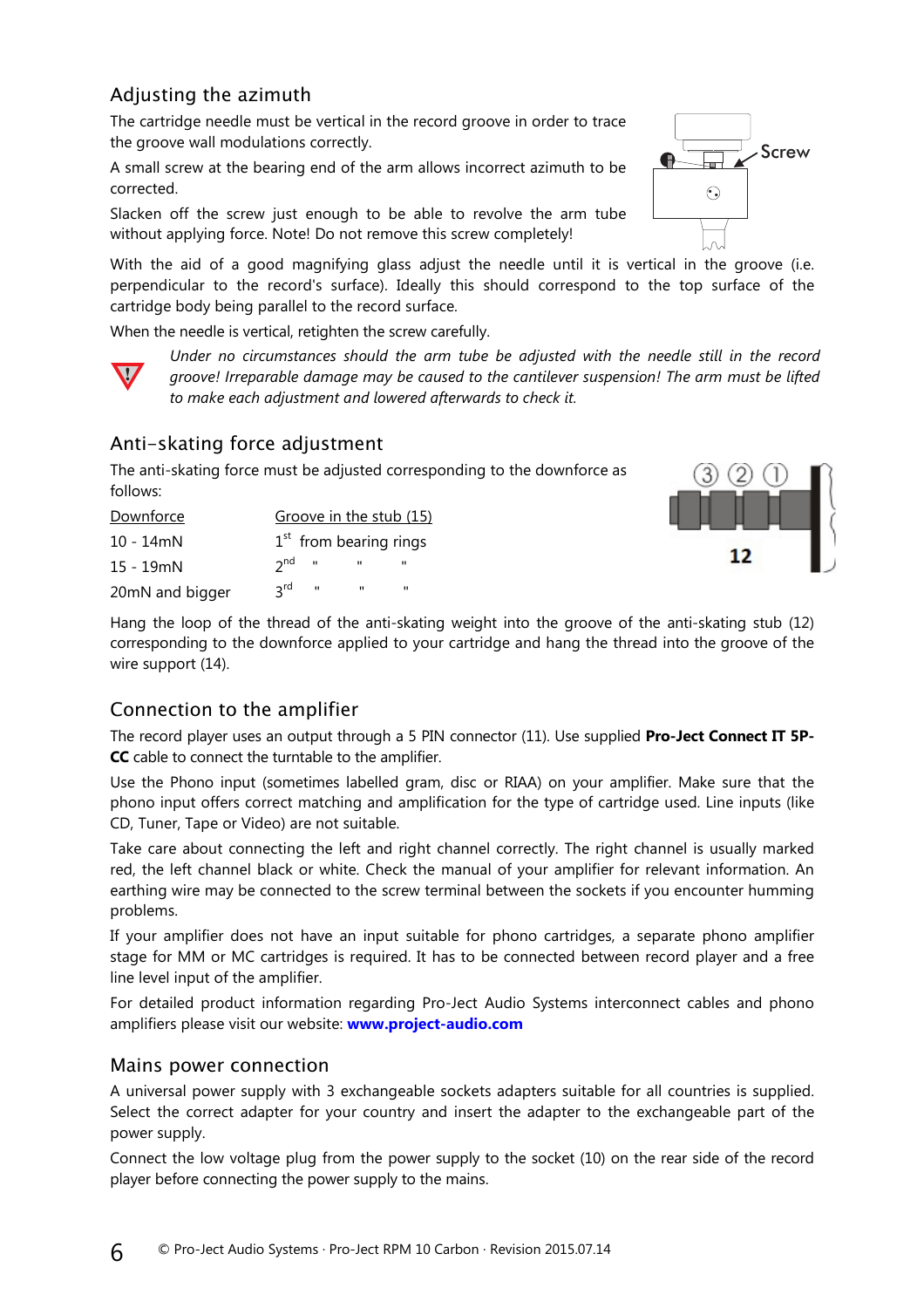## Adjusting the azimuth

The cartridge needle must be vertical in the record groove in order to trace the groove wall modulations correctly.

A small screw at the bearing end of the arm allows incorrect azimuth to be corrected.

Slacken off the screw just enough to be able to revolve the arm tube without applying force. Note! Do not remove this screw completely!

With the aid of a good magnifying glass adjust the needle until it is vertical in the groove (i.e. perpendicular to the record's surface). Ideally this should correspond to the top surface of the cartridge body being parallel to the record surface.

When the needle is vertical, retighten the screw carefully.

*Under no circumstances should the arm tube be adjusted with the needle still in the record groove! Irreparable damage may be caused to the cantilever suspension! The arm must be lifted to make each adjustment and lowered afterwards to check it.*

## Anti-skating force adjustment

The anti-skating force must be adjusted corresponding to the downforce as follows:

| Downforce | Groove in the stub (15) |
|---|---|
| 10 - 14mN | 1st from bearing rings |
| 15 - 19mN | 2nd " " " |
| 20mN and bigger | 3rd " " " |

Hang the loop of the thread of the anti-skating weight into the groove of the anti-skating stub (12) corresponding to the downforce applied to your cartridge and hang the thread into the groove of the wire support (14).

## Connection to the amplifier

The record player uses an output through a 5 PIN connector (11). Use supplied **Pro-Ject Connect IT 5P-CC** cable to connect the turntable to the amplifier.

Use the Phono input (sometimes labelled gram, disc or RIAA) on your amplifier. Make sure that the phono input offers correct matching and amplification for the type of cartridge used. Line inputs (like CD, Tuner, Tape or Video) are not suitable.

Take care about connecting the left and right channel correctly. The right channel is usually marked red, the left channel black or white. Check the manual of your amplifier for relevant information. An earthing wire may be connected to the screw terminal between the sockets if you encounter humming problems.

If your amplifier does not have an input suitable for phono cartridges, a separate phono amplifier stage for MM or MC cartridges is required. It has to be connected between record player and a free line level input of the amplifier.

For detailed product information regarding Pro-Ject Audio Systems interconnect cables and phono amplifiers please visit our website: **www.project-audio.com**

## Mains power connection

A universal power supply with 3 exchangeable sockets adapters suitable for all countries is supplied. Select the correct adapter for your country and insert the adapter to the exchangeable part of the power supply.

Connect the low voltage plug from the power supply to the socket (10) on the rear side of the record player before connecting the power supply to the mains.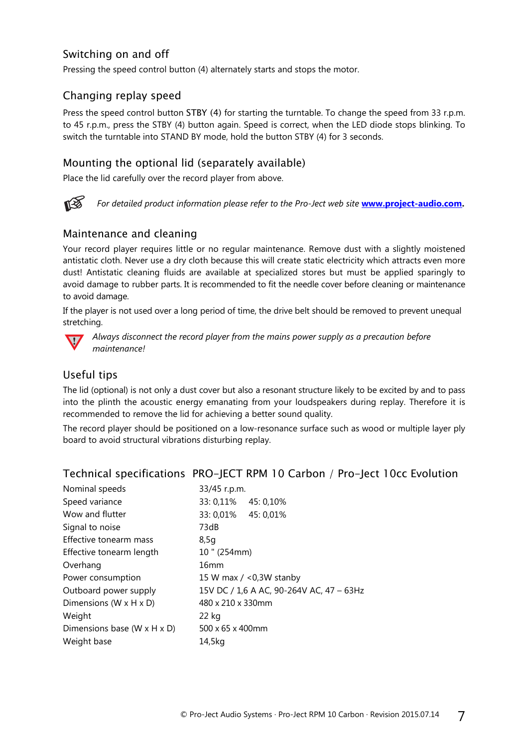## Switching on and off

Pressing the speed control button (4) alternately starts and stops the motor.

## Changing replay speed

Press the speed control button STBY (4) for starting the turntable. To change the speed from 33 r.p.m. to 45 r.p.m., press the STBY (4) button again. Speed is correct, when the LED diode stops blinking. To switch the turntable into STAND BY mode, hold the button STBY (4) for 3 seconds.

## Mounting the optional lid (separately available)

Place the lid carefully over the record player from above.

*For detailed product information please refer to the Pro-Ject web site* **www.project-audio.com**.

## Maintenance and cleaning

Your record player requires little or no regular maintenance. Remove dust with a slightly moistened antistatic cloth. Never use a dry cloth because this will create static electricity which attracts even more dust! Antistatic cleaning fluids are available at specialized stores but must be applied sparingly to avoid damage to rubber parts. It is recommended to fit the needle cover before cleaning or maintenance to avoid damage.

If the player is not used over a long period of time, the drive belt should be removed to prevent unequal stretching.

*Always disconnect the record player from the mains power supply as a precaution before maintenance!*

## Useful tips

The lid (optional) is not only a dust cover but also a resonant structure likely to be excited by and to pass into the plinth the acoustic energy emanating from your loudspeakers during replay. Therefore it is recommended to remove the lid for achieving a better sound quality.

The record player should be positioned on a low-resonance surface such as wood or multiple layer ply board to avoid structural vibrations disturbing replay.

## Technical specifications PRO-JECT RPM 10 Carbon / Pro-Ject 10cc Evolution

| | |
|---|---|
| Nominal speeds | 33/45 r.p.m. |
| Speed variance | 33: 0,11%    45: 0,10% |
| Wow and flutter | 33: 0,01%    45: 0,01% |
| Signal to noise | 73dB |
| Effective tonearm mass | 8,5g |
| Effective tonearm length | 10 " (254mm) |
| Overhang | 16mm |
| Power consumption | 15 W max / <0,3W stanby |
| Outboard power supply | 15V DC / 1,6 A AC, 90-264V AC, 47 – 63Hz |
| Dimensions (W x H x D) | 480 x 210 x 330mm |
| Weight | 22 kg |
| Dimensions base (W x H x D) | 500 x 65 x 400mm |
| Weight base | 14,5kg |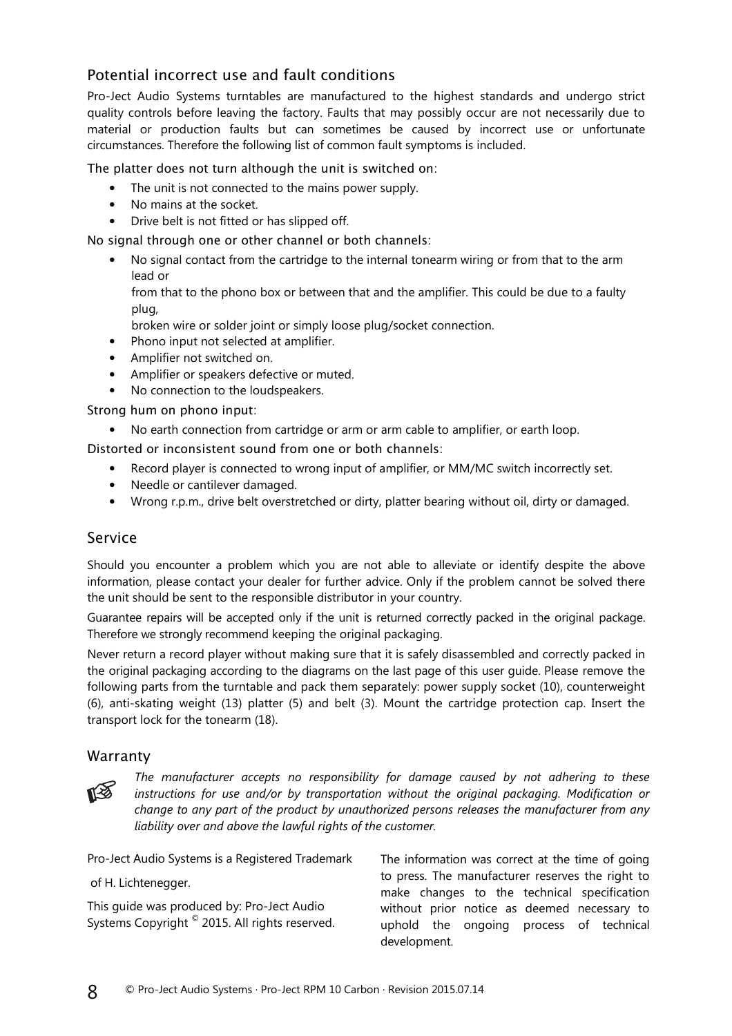## Potential incorrect use and fault conditions

Pro-Ject Audio Systems turntables are manufactured to the highest standards and undergo strict quality controls before leaving the factory. Faults that may possibly occur are not necessarily due to material or production faults but can sometimes be caused by incorrect use or unfortunate circumstances. Therefore the following list of common fault symptoms is included.

The platter does not turn although the unit is switched on:

- The unit is not connected to the mains power supply.
- No mains at the socket.
- Drive belt is not fitted or has slipped off.

No signal through one or other channel or both channels:

- No signal contact from the cartridge to the internal tonearm wiring or from that to the arm lead or from that to the phono box or between that and the amplifier. This could be due to a faulty plug, broken wire or solder joint or simply loose plug/socket connection.
- Phono input not selected at amplifier.
- Amplifier not switched on.
- Amplifier or speakers defective or muted.
- No connection to the loudspeakers.

Strong hum on phono input:

- No earth connection from cartridge or arm or arm cable to amplifier, or earth loop.

Distorted or inconsistent sound from one or both channels:

- Record player is connected to wrong input of amplifier, or MM/MC switch incorrectly set.
- Needle or cantilever damaged.
- Wrong r.p.m., drive belt overstretched or dirty, platter bearing without oil, dirty or damaged.

## Service

Should you encounter a problem which you are not able to alleviate or identify despite the above information, please contact your dealer for further advice. Only if the problem cannot be solved there the unit should be sent to the responsible distributor in your country.

Guarantee repairs will be accepted only if the unit is returned correctly packed in the original package. Therefore we strongly recommend keeping the original packaging.

Never return a record player without making sure that it is safely disassembled and correctly packed in the original packaging according to the diagrams on the last page of this user guide. Please remove the following parts from the turntable and pack them separately: power supply socket (10), counterweight (6), anti-skating weight (13) platter (5) and belt (3). Mount the cartridge protection cap. Insert the transport lock for the tonearm (18).

## Warranty

☞ *The manufacturer accepts no responsibility for damage caused by not adhering to these instructions for use and/or by transportation without the original packaging. Modification or change to any part of the product by unauthorized persons releases the manufacturer from any liability over and above the lawful rights of the customer.*

Pro-Ject Audio Systems is a Registered Trademark of H. Lichtenegger.

This guide was produced by: Pro-Ject Audio Systems Copyright © 2015. All rights reserved.

The information was correct at the time of going to press. The manufacturer reserves the right to make changes to the technical specification without prior notice as deemed necessary to uphold the ongoing process of technical development.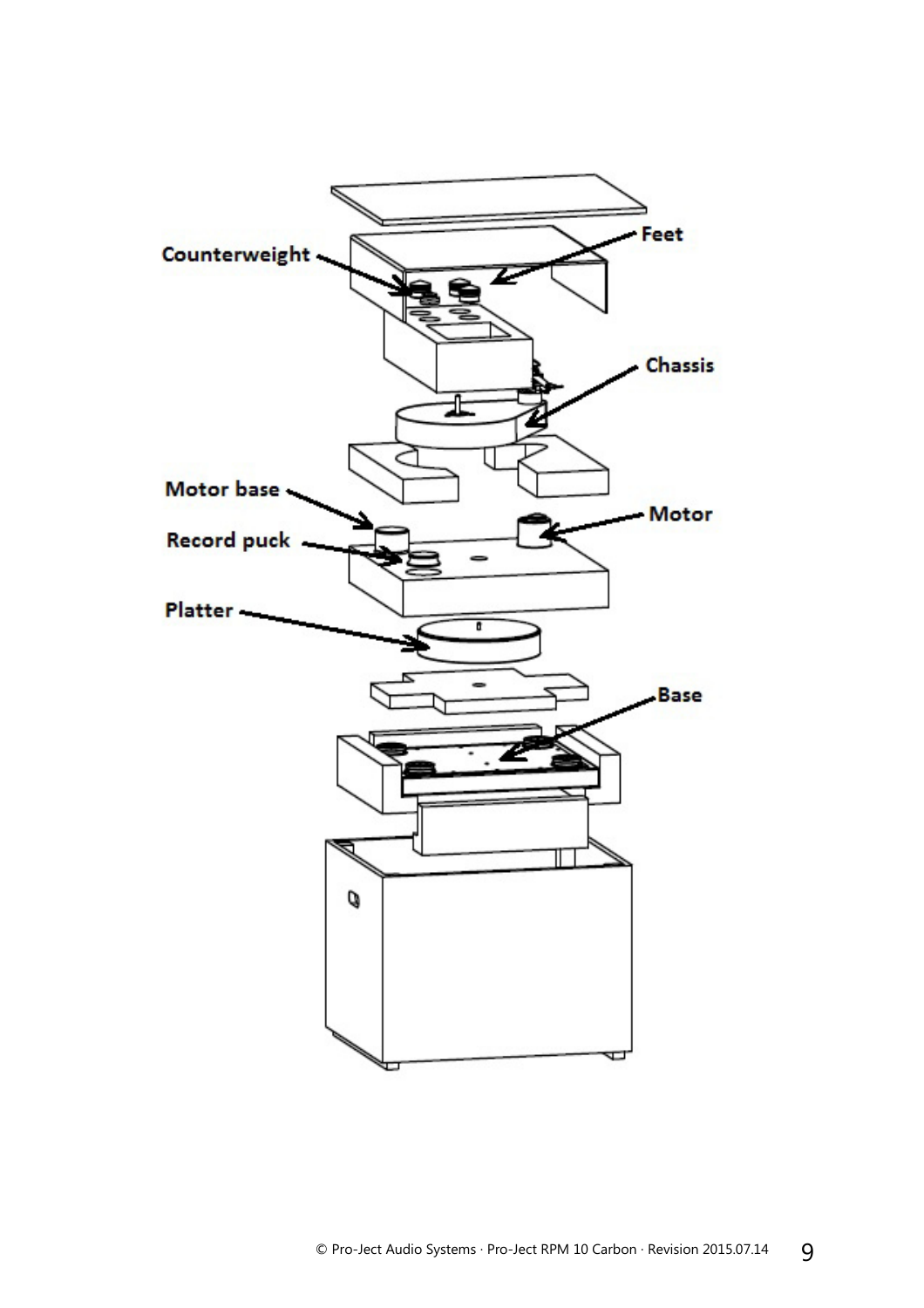Counterweight

Feet

Chassis

Motor base

Motor

Record puck

Platter

Base